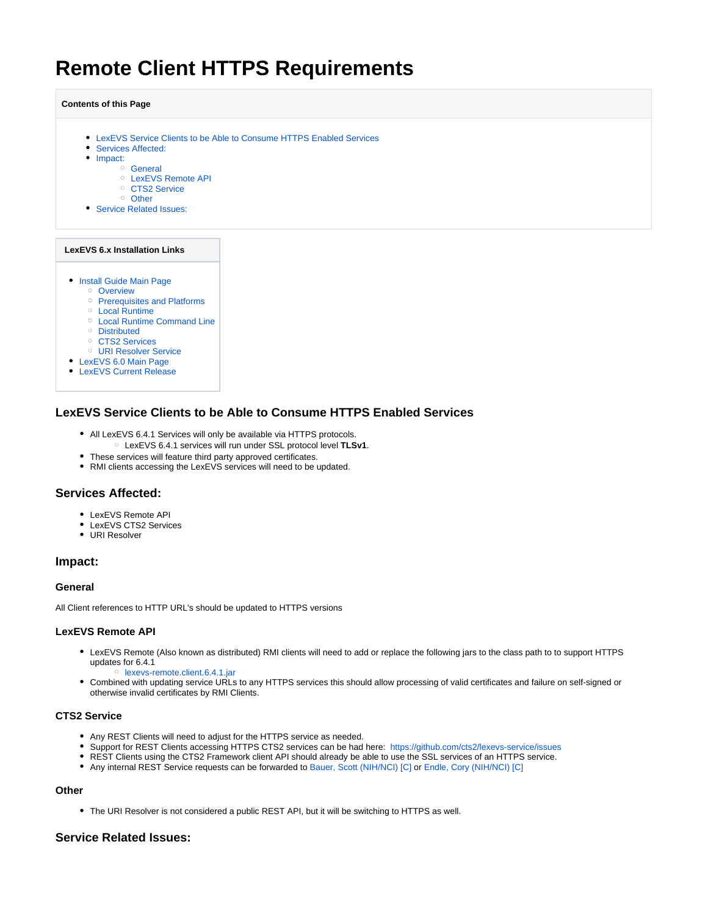# Remote Client HTTPS Requirements

**Contents of this Page**

- LexEVS Service Clients to be Able to Consume HTTPS Enabled Services
- Services Affected:
- Impact:
  - General
  - LexEVS Remote API
  - CTS2 Service
  - Other
- Service Related Issues:

**LexEVS 6.x Installation Links**

- Install Guide Main Page
  - Overview
  - Prerequisites and Platforms
  - Local Runtime
  - Local Runtime Command Line
  - Distributed
  - CTS2 Services
  - URI Resolver Service
- LexEVS 6.0 Main Page
- LexEVS Current Release

## LexEVS Service Clients to be Able to Consume HTTPS Enabled Services

- All LexEVS 6.4.1 Services will only be available via HTTPS protocols.
  - LexEVS 6.4.1 services will run under SSL protocol level **TLSv1**.
- These services will feature third party approved certificates.
- RMI clients accessing the LexEVS services will need to be updated.

## Services Affected:

- LexEVS Remote API
- LexEVS CTS2 Services
- URI Resolver

## Impact:

### General

All Client references to HTTP URL's should be updated to HTTPS versions

### LexEVS Remote API

- LexEVS Remote (Also known as distributed) RMI clients will need to add or replace the following jars to the class path to to support HTTPS updates for 6.4.1
  - lexevs-remote.client.6.4.1.jar
- Combined with updating service URLs to any HTTPS services this should allow processing of valid certificates and failure on self-signed or otherwise invalid certificates by RMI Clients.

### CTS2 Service

- Any REST Clients will need to adjust for the HTTPS service as needed.
- Support for REST Clients accessing HTTPS CTS2 services can be had here: https://github.com/cts2/lexevs-service/issues
- REST Clients using the CTS2 Framework client API should already be able to use the SSL services of an HTTPS service.
- Any internal REST Service requests can be forwarded to Bauer, Scott (NIH/NCI) [C] or Endle, Cory (NIH/NCI) [C]

### Other

- The URI Resolver is not considered a public REST API, but it will be switching to HTTPS as well.

## Service Related Issues: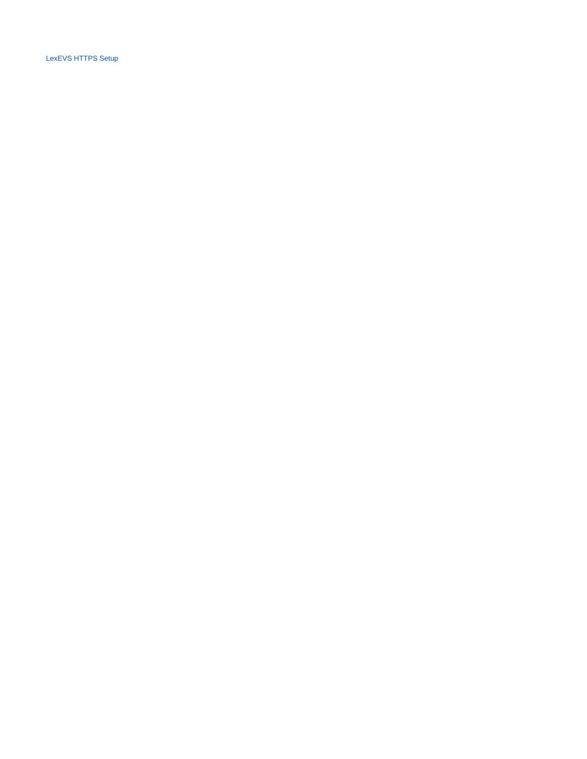LexEVS HTTPS Setup